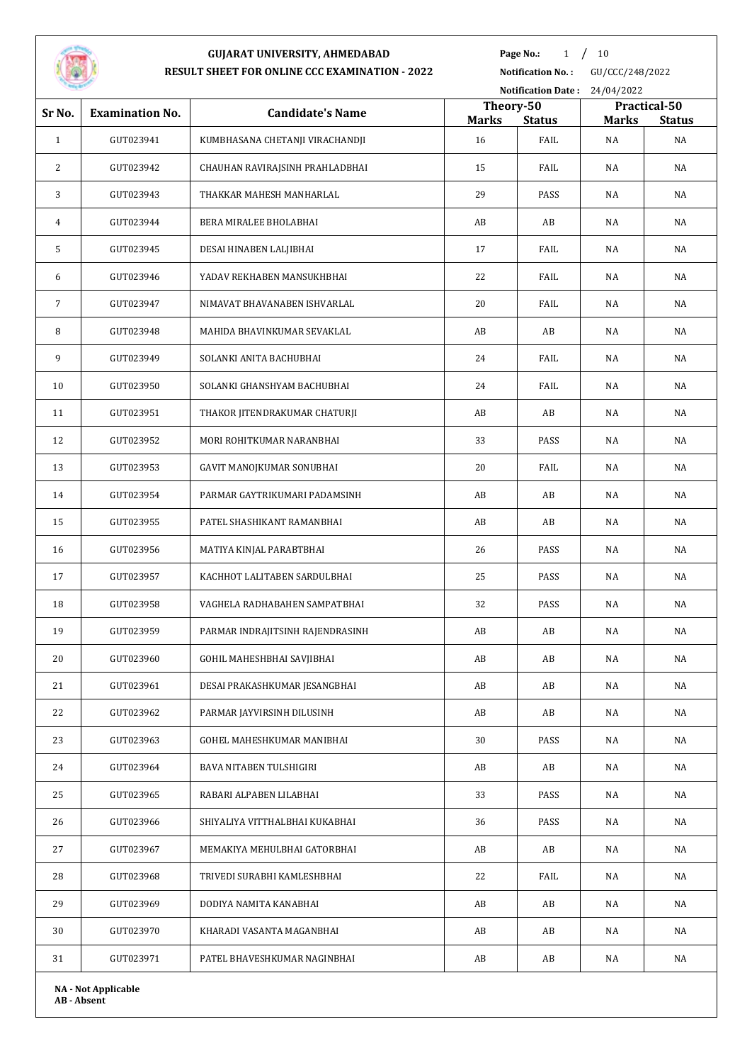# GUJARAT UNIVERSITY, AHMEDABAD

## RESULT SHEET FOR ONLINE CCC EXAMINATION - 2022

**Notification No. :** GU/CCC/248/2022

**Notification Date :** 24/04/2022

| Sr No. | Examination No. | Candidate's Name | Theory-50 | | Practical-50 | |
|---|---|---|---|---|---|---|
| | | | Marks | Status | Marks | Status |
| 1 | GUT023941 | KUMBHASANA CHETANJI VIRACHANDJI | 16 | FAIL | NA | NA |
| 2 | GUT023942 | CHAUHAN RAVIRAJSINH PRAHLADBHAI | 15 | FAIL | NA | NA |
| 3 | GUT023943 | THAKKAR MAHESH MANHARLAL | 29 | PASS | NA | NA |
| 4 | GUT023944 | BERA MIRALEE BHOLABHAI | AB | AB | NA | NA |
| 5 | GUT023945 | DESAI HINABEN LALJIBHAI | 17 | FAIL | NA | NA |
| 6 | GUT023946 | YADAV REKHABEN MANSUKHBHAI | 22 | FAIL | NA | NA |
| 7 | GUT023947 | NIMAVAT BHAVANABEN ISHVARLAL | 20 | FAIL | NA | NA |
| 8 | GUT023948 | MAHIDA BHAVINKUMAR SEVAKLAL | AB | AB | NA | NA |
| 9 | GUT023949 | SOLANKI ANITA BACHUBHAI | 24 | FAIL | NA | NA |
| 10 | GUT023950 | SOLANKI GHANSHYAM BACHUBHAI | 24 | FAIL | NA | NA |
| 11 | GUT023951 | THAKOR JITENDRAKUMAR CHATURJI | AB | AB | NA | NA |
| 12 | GUT023952 | MORI ROHITKUMAR NARANBHAI | 33 | PASS | NA | NA |
| 13 | GUT023953 | GAVIT MANOJKUMAR SONUBHAI | 20 | FAIL | NA | NA |
| 14 | GUT023954 | PARMAR GAYTRIKUMARI PADAMSINH | AB | AB | NA | NA |
| 15 | GUT023955 | PATEL SHASHIKANT RAMANBHAI | AB | AB | NA | NA |
| 16 | GUT023956 | MATIYA KINJAL PARABTBHAI | 26 | PASS | NA | NA |
| 17 | GUT023957 | KACHHOT LALITABEN SARDULBHAI | 25 | PASS | NA | NA |
| 18 | GUT023958 | VAGHELA RADHABAHEN SAMPATBHAI | 32 | PASS | NA | NA |
| 19 | GUT023959 | PARMAR INDRAJITSINH RAJENDRASINH | AB | AB | NA | NA |
| 20 | GUT023960 | GOHIL MAHESHBHAI SAVJIBHAI | AB | AB | NA | NA |
| 21 | GUT023961 | DESAI PRAKASHKUMAR JESANGBHAI | AB | AB | NA | NA |
| 22 | GUT023962 | PARMAR JAYVIRSINH DILUSINH | AB | AB | NA | NA |
| 23 | GUT023963 | GOHEL MAHESHKUMAR MANIBHAI | 30 | PASS | NA | NA |
| 24 | GUT023964 | BAVA NITABEN TULSHIGIRI | AB | AB | NA | NA |
| 25 | GUT023965 | RABARI ALPABEN LILABHAI | 33 | PASS | NA | NA |
| 26 | GUT023966 | SHIYALIYA VITTHALBHAI KUKABHAI | 36 | PASS | NA | NA |
| 27 | GUT023967 | MEMAKIYA MEHULBHAI GATORBHAI | AB | AB | NA | NA |
| 28 | GUT023968 | TRIVEDI SURABHI KAMLESHBHAI | 22 | FAIL | NA | NA |
| 29 | GUT023969 | DODIYA NAMITA KANABHAI | AB | AB | NA | NA |
| 30 | GUT023970 | KHARADI VASANTA MAGANBHAI | AB | AB | NA | NA |
| 31 | GUT023971 | PATEL BHAVESHKUMAR NAGINBHAI | AB | AB | NA | NA |

**NA - Not Applicable**
**AB - Absent**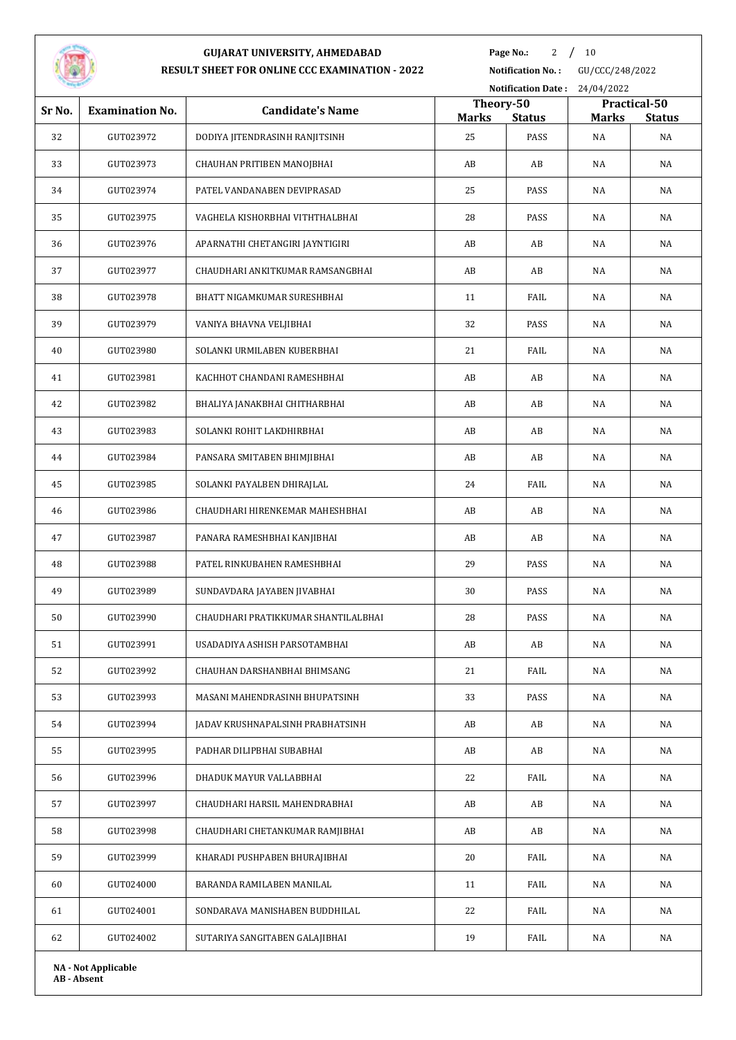# GUJARAT UNIVERSITY, AHMEDABAD

## RESULT SHEET FOR ONLINE CCC EXAMINATION - 2022

**Notification No. :** GU/CCC/248/2022

**Notification Date :** 24/04/2022

| Sr No. | Examination No. | Candidate's Name | Theory-50 | | Practical-50 | |
|---|---|---|---|---|---|---|
| | | | Marks | Status | Marks | Status |
| 32 | GUT023972 | DODIYA JITENDRASINH RANJITSINH | 25 | PASS | NA | NA |
| 33 | GUT023973 | CHAUHAN PRITIBEN MANOJBHAI | AB | AB | NA | NA |
| 34 | GUT023974 | PATEL VANDANABEN DEVIPRASAD | 25 | PASS | NA | NA |
| 35 | GUT023975 | VAGHELA KISHORBHAI VITHTHALBHAI | 28 | PASS | NA | NA |
| 36 | GUT023976 | APARNATHI CHETANGIRI JAYNTIGIRI | AB | AB | NA | NA |
| 37 | GUT023977 | CHAUDHARI ANKITKUMAR RAMSANGBHAI | AB | AB | NA | NA |
| 38 | GUT023978 | BHATT NIGAMKUMAR SURESHBHAI | 11 | FAIL | NA | NA |
| 39 | GUT023979 | VANIYA BHAVNA VELJIBHAI | 32 | PASS | NA | NA |
| 40 | GUT023980 | SOLANKI URMILABEN KUBERBHAI | 21 | FAIL | NA | NA |
| 41 | GUT023981 | KACHHOT CHANDANI RAMESHBHAI | AB | AB | NA | NA |
| 42 | GUT023982 | BHALIYA JANAKBHAI CHITHARBHAI | AB | AB | NA | NA |
| 43 | GUT023983 | SOLANKI ROHIT LAKDHIRBHAI | AB | AB | NA | NA |
| 44 | GUT023984 | PANSARA SMITABEN BHIMJIBHAI | AB | AB | NA | NA |
| 45 | GUT023985 | SOLANKI PAYALBEN DHIRAJLAL | 24 | FAIL | NA | NA |
| 46 | GUT023986 | CHAUDHARI HIRENKEMAR MAHESHBHAI | AB | AB | NA | NA |
| 47 | GUT023987 | PANARA RAMESHBHAI KANJIBHAI | AB | AB | NA | NA |
| 48 | GUT023988 | PATEL RINKUBAHEN RAMESHBHAI | 29 | PASS | NA | NA |
| 49 | GUT023989 | SUNDAVDARA JAYABEN JIVABHAI | 30 | PASS | NA | NA |
| 50 | GUT023990 | CHAUDHARI PRATIKKUMAR SHANTILALBHAI | 28 | PASS | NA | NA |
| 51 | GUT023991 | USADADIYA ASHISH PARSOTAMBHAI | AB | AB | NA | NA |
| 52 | GUT023992 | CHAUHAN DARSHANBHAI BHIMSANG | 21 | FAIL | NA | NA |
| 53 | GUT023993 | MASANI MAHENDRASINH BHUPATSINH | 33 | PASS | NA | NA |
| 54 | GUT023994 | JADAV KRUSHNAPALSINH PRABHATSINH | AB | AB | NA | NA |
| 55 | GUT023995 | PADHAR DILIPBHAI SUBABHAI | AB | AB | NA | NA |
| 56 | GUT023996 | DHADUK MAYUR VALLABBHAI | 22 | FAIL | NA | NA |
| 57 | GUT023997 | CHAUDHARI HARSIL MAHENDRABHAI | AB | AB | NA | NA |
| 58 | GUT023998 | CHAUDHARI CHETANKUMAR RAMJIBHAI | AB | AB | NA | NA |
| 59 | GUT023999 | KHARADI PUSHPABEN BHURAJIBHAI | 20 | FAIL | NA | NA |
| 60 | GUT024000 | BARANDA RAMILABEN MANILAL | 11 | FAIL | NA | NA |
| 61 | GUT024001 | SONDARAVA MANISHABEN BUDDHILAL | 22 | FAIL | NA | NA |
| 62 | GUT024002 | SUTARIYA SANGITABEN GALAJIBHAI | 19 | FAIL | NA | NA |

**NA - Not Applicable**
**AB - Absent**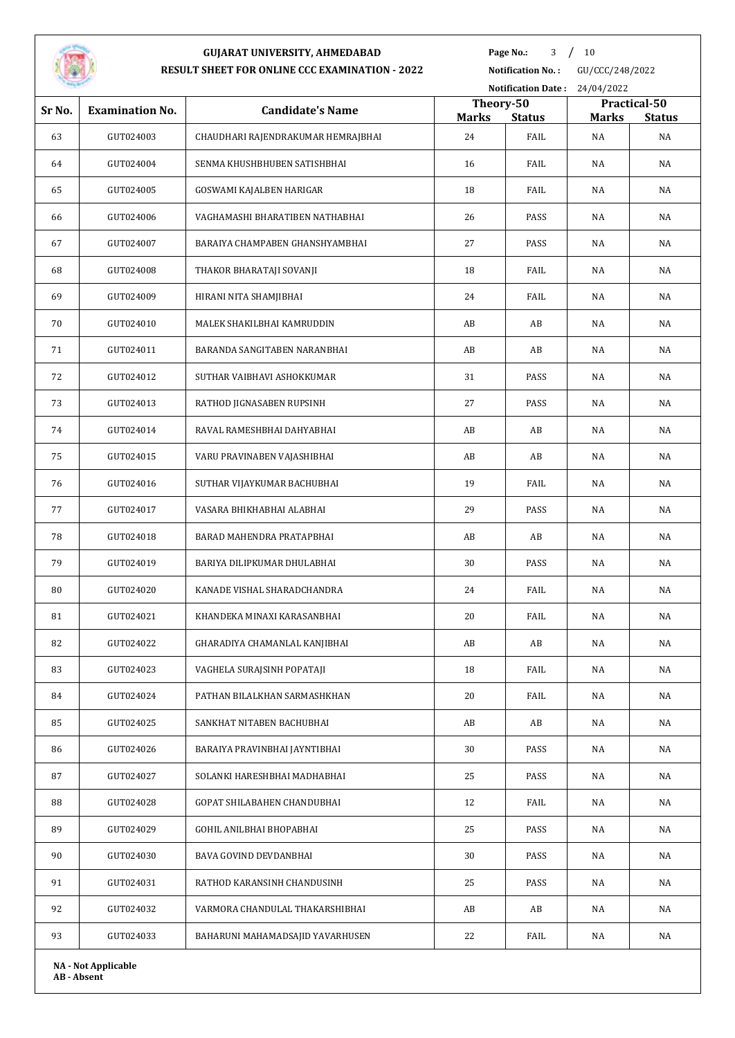# GUJARAT UNIVERSITY, AHMEDABAD
## RESULT SHEET FOR ONLINE CCC EXAMINATION - 2022

**Notification No. :** GU/CCC/248/2022
**Notification Date :** 24/04/2022

| Sr No. | Examination No. | Candidate's Name | Theory-50 | | Practical-50 | |
|---|---|---|---|---|---|---|
| | | | Marks | Status | Marks | Status |
| 63 | GUT024003 | CHAUDHARI RAJENDRAKUMAR HEMRAJBHAI | 24 | FAIL | NA | NA |
| 64 | GUT024004 | SENMA KHUSHBHUBEN SATISHBHAI | 16 | FAIL | NA | NA |
| 65 | GUT024005 | GOSWAMI KAJALBEN HARIGAR | 18 | FAIL | NA | NA |
| 66 | GUT024006 | VAGHAMASHI BHARATIBEN NATHABHAI | 26 | PASS | NA | NA |
| 67 | GUT024007 | BARAIYA CHAMPABEN GHANSHYAMBHAI | 27 | PASS | NA | NA |
| 68 | GUT024008 | THAKOR BHARATAJI SOVANJI | 18 | FAIL | NA | NA |
| 69 | GUT024009 | HIRANI NITA SHAMJIBHAI | 24 | FAIL | NA | NA |
| 70 | GUT024010 | MALEK SHAKILBHAI KAMRUDDIN | AB | AB | NA | NA |
| 71 | GUT024011 | BARANDA SANGITABEN NARANBHAI | AB | AB | NA | NA |
| 72 | GUT024012 | SUTHAR VAIBHAVI ASHOKKUMAR | 31 | PASS | NA | NA |
| 73 | GUT024013 | RATHOD JIGNASABEN RUPSINH | 27 | PASS | NA | NA |
| 74 | GUT024014 | RAVAL RAMESHBHAI DAHYABHAI | AB | AB | NA | NA |
| 75 | GUT024015 | VARU PRAVINABEN VAJASHIBHAI | AB | AB | NA | NA |
| 76 | GUT024016 | SUTHAR VIJAYKUMAR BACHUBHAI | 19 | FAIL | NA | NA |
| 77 | GUT024017 | VASARA BHIKHABHAI ALABHAI | 29 | PASS | NA | NA |
| 78 | GUT024018 | BARAD MAHENDRA PRATAPBHAI | AB | AB | NA | NA |
| 79 | GUT024019 | BARIYA DILIPKUMAR DHULABHAI | 30 | PASS | NA | NA |
| 80 | GUT024020 | KANADE VISHAL SHARADCHANDRA | 24 | FAIL | NA | NA |
| 81 | GUT024021 | KHANDEKA MINAXI KARASANBHAI | 20 | FAIL | NA | NA |
| 82 | GUT024022 | GHARADIYA CHAMANLAL KANJIBHAI | AB | AB | NA | NA |
| 83 | GUT024023 | VAGHELA SURAJSINH POPATAJI | 18 | FAIL | NA | NA |
| 84 | GUT024024 | PATHAN BILALKHAN SARMASHKHAN | 20 | FAIL | NA | NA |
| 85 | GUT024025 | SANKHAT NITABEN BACHUBHAI | AB | AB | NA | NA |
| 86 | GUT024026 | BARAIYA PRAVINBHAI JAYNTIBHAI | 30 | PASS | NA | NA |
| 87 | GUT024027 | SOLANKI HARESHBHAI MADHABHAI | 25 | PASS | NA | NA |
| 88 | GUT024028 | GOPAT SHILABAHEN CHANDUBHAI | 12 | FAIL | NA | NA |
| 89 | GUT024029 | GOHIL ANILBHAI BHOPABHAI | 25 | PASS | NA | NA |
| 90 | GUT024030 | BAVA GOVIND DEVDANBHAI | 30 | PASS | NA | NA |
| 91 | GUT024031 | RATHOD KARANSINH CHANDUSINH | 25 | PASS | NA | NA |
| 92 | GUT024032 | VARMORA CHANDULAL THAKARSHIBHAI | AB | AB | NA | NA |
| 93 | GUT024033 | BAHARUNI MAHAMADSAJID YAVARHUSEN | 22 | FAIL | NA | NA |

**NA - Not Applicable**
**AB - Absent**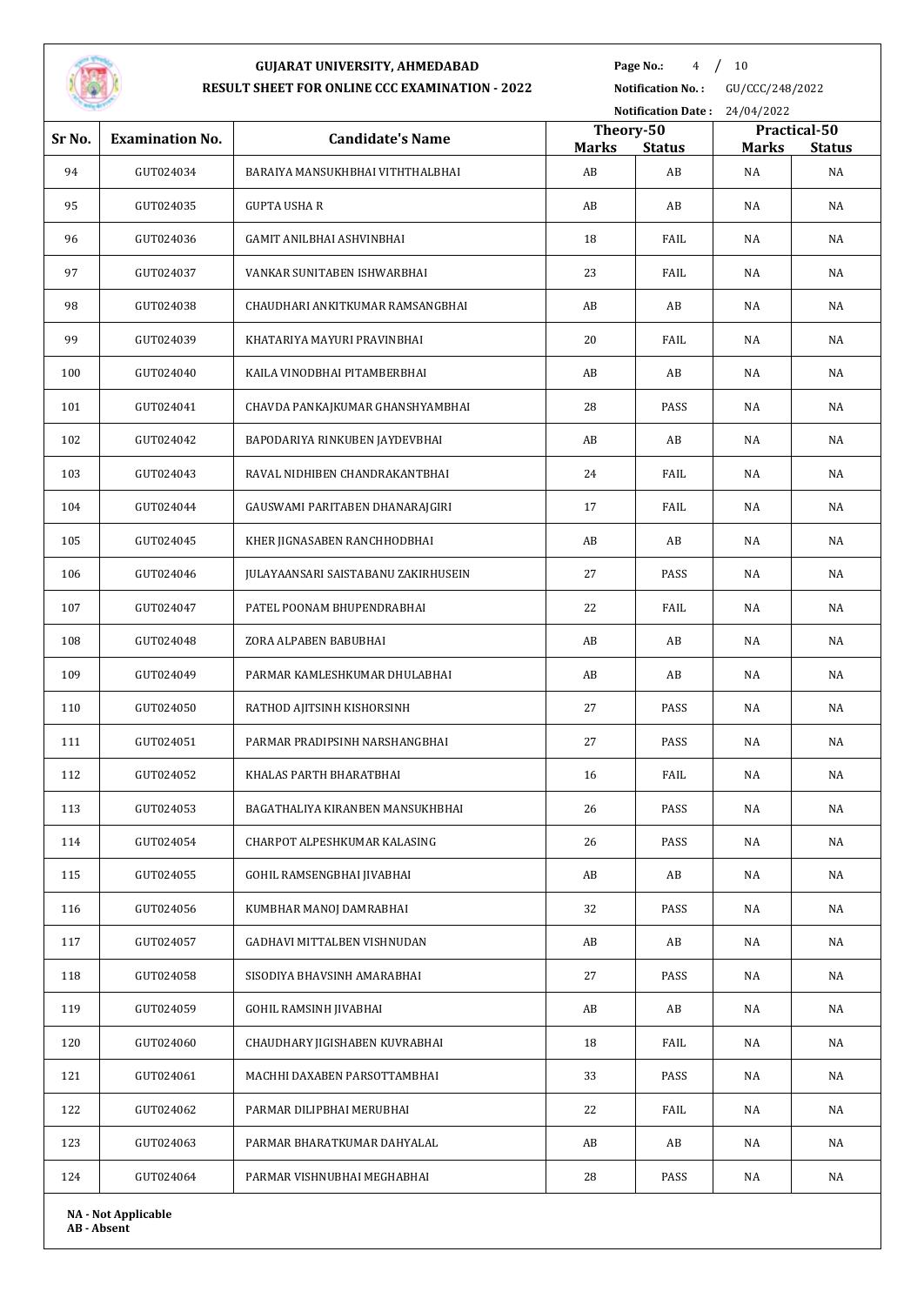# GUJARAT UNIVERSITY, AHMEDABAD

## RESULT SHEET FOR ONLINE CCC EXAMINATION - 2022

**Notification No. :** GU/CCC/248/2022

**Notification Date :** 24/04/2022

| Sr No. | Examination No. | Candidate's Name | Theory-50 | | Practical-50 | |
|---|---|---|---|---|---|---|
| | | | **Marks** | **Status** | **Marks** | **Status** |
| 94 | GUT024034 | BARAIYA MANSUKHBHAI VITHTHALBHAI | AB | AB | NA | NA |
| 95 | GUT024035 | GUPTA USHA R | AB | AB | NA | NA |
| 96 | GUT024036 | GAMIT ANILBHAI ASHVINBHAI | 18 | FAIL | NA | NA |
| 97 | GUT024037 | VANKAR SUNITABEN ISHWARBHAI | 23 | FAIL | NA | NA |
| 98 | GUT024038 | CHAUDHARI ANKITKUMAR RAMSANGBHAI | AB | AB | NA | NA |
| 99 | GUT024039 | KHATARIYA MAYURI PRAVINBHAI | 20 | FAIL | NA | NA |
| 100 | GUT024040 | KAILA VINODBHAI PITAMBERBHAI | AB | AB | NA | NA |
| 101 | GUT024041 | CHAVDA PANKAJKUMAR GHANSHYAMBHAI | 28 | PASS | NA | NA |
| 102 | GUT024042 | BAPODARIYA RINKUBEN JAYDEVBHAI | AB | AB | NA | NA |
| 103 | GUT024043 | RAVAL NIDHIBEN CHANDRAKANTBHAI | 24 | FAIL | NA | NA |
| 104 | GUT024044 | GAUSWAMI PARITABEN DHANARAJGIRI | 17 | FAIL | NA | NA |
| 105 | GUT024045 | KHER JIGNASABEN RANCHHODBHAI | AB | AB | NA | NA |
| 106 | GUT024046 | JULAYAANSARI SAISTABANU ZAKIRHUSEIN | 27 | PASS | NA | NA |
| 107 | GUT024047 | PATEL POONAM BHUPENDRABHAI | 22 | FAIL | NA | NA |
| 108 | GUT024048 | ZORA ALPABEN BABUBHAI | AB | AB | NA | NA |
| 109 | GUT024049 | PARMAR KAMLESHKUMAR DHULABHAI | AB | AB | NA | NA |
| 110 | GUT024050 | RATHOD AJITSINH KISHORSINH | 27 | PASS | NA | NA |
| 111 | GUT024051 | PARMAR PRADIPSINH NARSHANGBHAI | 27 | PASS | NA | NA |
| 112 | GUT024052 | KHALAS PARTH BHARATBHAI | 16 | FAIL | NA | NA |
| 113 | GUT024053 | BAGATHALIYA KIRANBEN MANSUKHBHAI | 26 | PASS | NA | NA |
| 114 | GUT024054 | CHARPOT ALPESHKUMAR KALASING | 26 | PASS | NA | NA |
| 115 | GUT024055 | GOHIL RAMSENGBHAI JIVABHAI | AB | AB | NA | NA |
| 116 | GUT024056 | KUMBHAR MANOJ DAMRABHAI | 32 | PASS | NA | NA |
| 117 | GUT024057 | GADHAVI MITTALBEN VISHNUDAN | AB | AB | NA | NA |
| 118 | GUT024058 | SISODIYA BHAVSINH AMARABHAI | 27 | PASS | NA | NA |
| 119 | GUT024059 | GOHIL RAMSINH JIVABHAI | AB | AB | NA | NA |
| 120 | GUT024060 | CHAUDHARY JIGISHABEN KUVRABHAI | 18 | FAIL | NA | NA |
| 121 | GUT024061 | MACHHI DAXABEN PARSOTTAMBHAI | 33 | PASS | NA | NA |
| 122 | GUT024062 | PARMAR DILIPBHAI MERUBHAI | 22 | FAIL | NA | NA |
| 123 | GUT024063 | PARMAR BHARATKUMAR DAHYALAL | AB | AB | NA | NA |
| 124 | GUT024064 | PARMAR VISHNUBHAI MEGHABHAI | 28 | PASS | NA | NA |

**NA - Not Applicable**
**AB - Absent**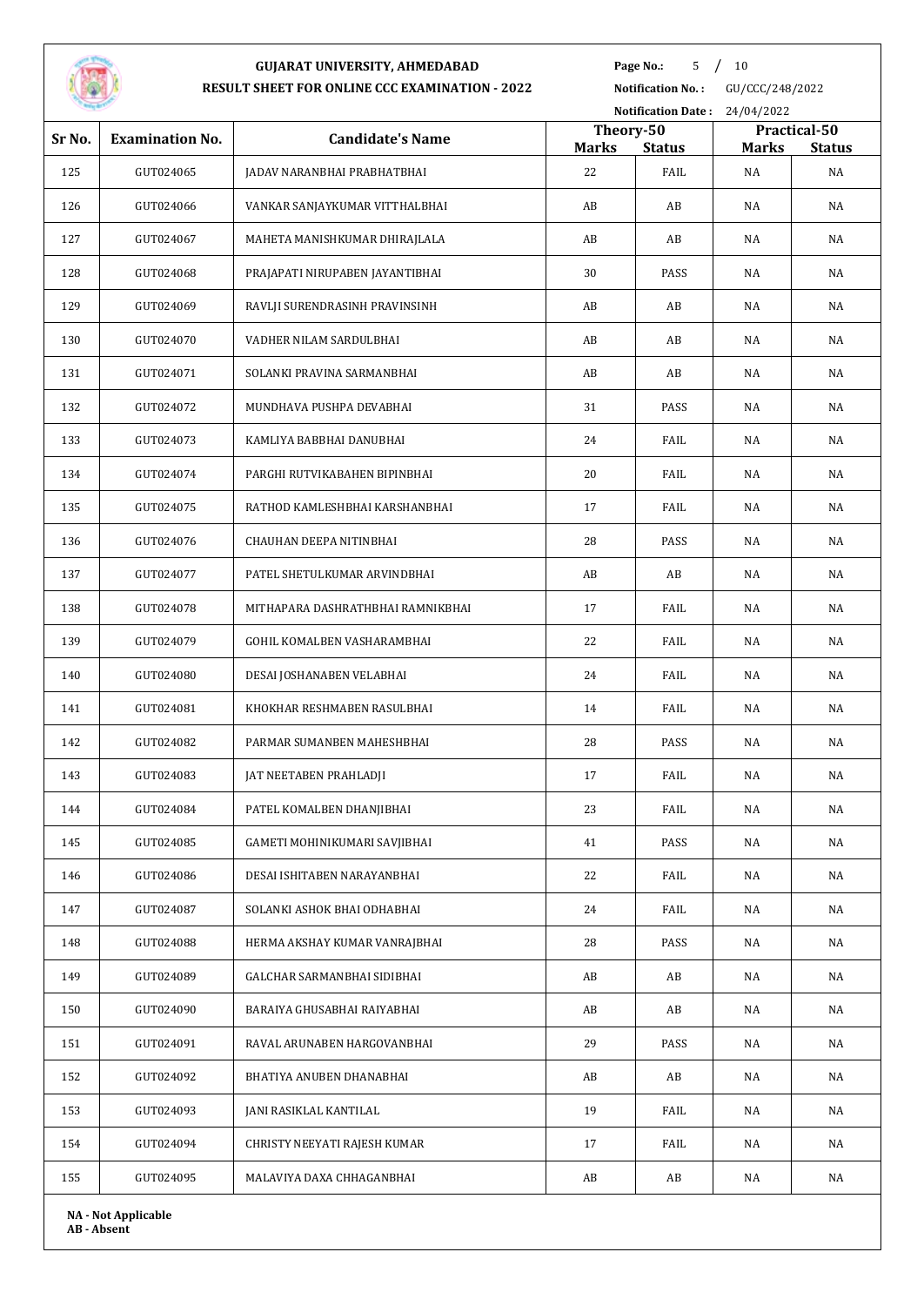# GUJARAT UNIVERSITY, AHMEDABAD

## RESULT SHEET FOR ONLINE CCC EXAMINATION - 2022

**Page No.:** 5 / 10
**Notification No. :** GU/CCC/248/2022
**Notification Date :** 24/04/2022

| Sr No. | Examination No. | Candidate's Name | Theory-50 | | Practical-50 | |
|---|---|---|---|---|---|---|
| | | | Marks | Status | Marks | Status |
| 125 | GUT024065 | JADAV NARANBHAI PRABHATBHAI | 22 | FAIL | NA | NA |
| 126 | GUT024066 | VANKAR SANJAYKUMAR VITTHALBHAI | AB | AB | NA | NA |
| 127 | GUT024067 | MAHETA MANISHKUMAR DHIRAJLALA | AB | AB | NA | NA |
| 128 | GUT024068 | PRAJAPATI NIRUPABEN JAYANTIBHAI | 30 | PASS | NA | NA |
| 129 | GUT024069 | RAVLJI SURENDRASINH PRAVINSINH | AB | AB | NA | NA |
| 130 | GUT024070 | VADHER NILAM SARDULBHAI | AB | AB | NA | NA |
| 131 | GUT024071 | SOLANKI PRAVINA SARMANBHAI | AB | AB | NA | NA |
| 132 | GUT024072 | MUNDHAVA PUSHPA DEVABHAI | 31 | PASS | NA | NA |
| 133 | GUT024073 | KAMLIYA BABBHAI DANUBHAI | 24 | FAIL | NA | NA |
| 134 | GUT024074 | PARGHI RUTVIKABAHEN BIPINBHAI | 20 | FAIL | NA | NA |
| 135 | GUT024075 | RATHOD KAMLESHBHAI KARSHANBHAI | 17 | FAIL | NA | NA |
| 136 | GUT024076 | CHAUHAN DEEPA NITINBHAI | 28 | PASS | NA | NA |
| 137 | GUT024077 | PATEL SHETULKUMAR ARVINDBHAI | AB | AB | NA | NA |
| 138 | GUT024078 | MITHAPARA DASHRATHBHAI RAMNIKBHAI | 17 | FAIL | NA | NA |
| 139 | GUT024079 | GOHIL KOMALBEN VASHARAMBHAI | 22 | FAIL | NA | NA |
| 140 | GUT024080 | DESAI JOSHANABEN VELABHAI | 24 | FAIL | NA | NA |
| 141 | GUT024081 | KHOKHAR RESHMABEN RASULBHAI | 14 | FAIL | NA | NA |
| 142 | GUT024082 | PARMAR SUMANBEN MAHESHBHAI | 28 | PASS | NA | NA |
| 143 | GUT024083 | JAT NEETABEN PRAHLADJI | 17 | FAIL | NA | NA |
| 144 | GUT024084 | PATEL KOMALBEN DHANJIBHAI | 23 | FAIL | NA | NA |
| 145 | GUT024085 | GAMETI MOHINIKUMARI SAVJIBHAI | 41 | PASS | NA | NA |
| 146 | GUT024086 | DESAI ISHITABEN NARAYANBHAI | 22 | FAIL | NA | NA |
| 147 | GUT024087 | SOLANKI ASHOK BHAI ODHABHAI | 24 | FAIL | NA | NA |
| 148 | GUT024088 | HERMA AKSHAY KUMAR VANRAJBHAI | 28 | PASS | NA | NA |
| 149 | GUT024089 | GALCHAR SARMANBHAI SIDIBHAI | AB | AB | NA | NA |
| 150 | GUT024090 | BARAIYA GHUSABHAI RAIYABHAI | AB | AB | NA | NA |
| 151 | GUT024091 | RAVAL ARUNABEN HARGOVANBHAI | 29 | PASS | NA | NA |
| 152 | GUT024092 | BHATIYA ANUBEN DHANABHAI | AB | AB | NA | NA |
| 153 | GUT024093 | JANI RASIKLAL KANTILAL | 19 | FAIL | NA | NA |
| 154 | GUT024094 | CHRISTY NEEYATI RAJESH KUMAR | 17 | FAIL | NA | NA |
| 155 | GUT024095 | MALAVIYA DAXA CHHAGANBHAI | AB | AB | NA | NA |

**NA - Not Applicable**
**AB - Absent**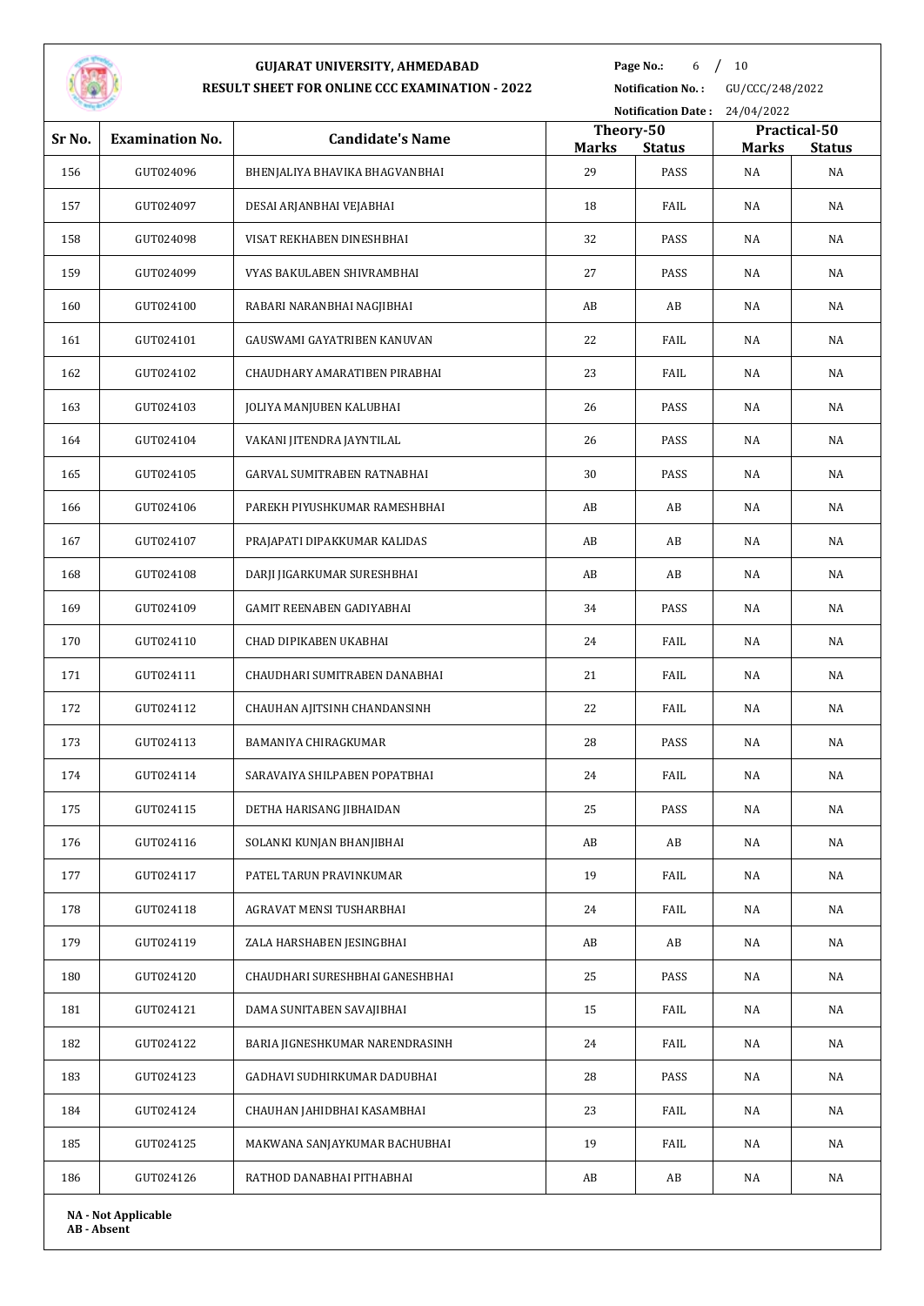# GUJARAT UNIVERSITY, AHMEDABAD

## RESULT SHEET FOR ONLINE CCC EXAMINATION - 2022

**Notification No. :** GU/CCC/248/2022

**Notification Date :** 24/04/2022

| Sr No. | Examination No. | Candidate's Name | Theory-50 | | Practical-50 | |
|---|---|---|---|---|---|---|
| | | | Marks | Status | Marks | Status |
| 156 | GUT024096 | BHENJALIYA BHAVIKA BHAGVANBHAI | 29 | PASS | NA | NA |
| 157 | GUT024097 | DESAI ARJANBHAI VEJABHAI | 18 | FAIL | NA | NA |
| 158 | GUT024098 | VISAT REKHABEN DINESHBHAI | 32 | PASS | NA | NA |
| 159 | GUT024099 | VYAS BAKULABEN SHIVRAMBHAI | 27 | PASS | NA | NA |
| 160 | GUT024100 | RABARI NARANBHAI NAGJIBHAI | AB | AB | NA | NA |
| 161 | GUT024101 | GAUSWAMI GAYATRIBEN KANUVAN | 22 | FAIL | NA | NA |
| 162 | GUT024102 | CHAUDHARY AMARATIBEN PIRABHAI | 23 | FAIL | NA | NA |
| 163 | GUT024103 | JOLIYA MANJUBEN KALUBHAI | 26 | PASS | NA | NA |
| 164 | GUT024104 | VAKANI JITENDRA JAYNTILAL | 26 | PASS | NA | NA |
| 165 | GUT024105 | GARVAL SUMITRABEN RATNABHAI | 30 | PASS | NA | NA |
| 166 | GUT024106 | PAREKH PIYUSHKUMAR RAMESHBHAI | AB | AB | NA | NA |
| 167 | GUT024107 | PRAJAPATI DIPAKKUMAR KALIDAS | AB | AB | NA | NA |
| 168 | GUT024108 | DARJI JIGARKUMAR SURESHBHAI | AB | AB | NA | NA |
| 169 | GUT024109 | GAMIT REENABEN GADIYABHAI | 34 | PASS | NA | NA |
| 170 | GUT024110 | CHAD DIPIKABEN UKABHAI | 24 | FAIL | NA | NA |
| 171 | GUT024111 | CHAUDHARI SUMITRABEN DANABHAI | 21 | FAIL | NA | NA |
| 172 | GUT024112 | CHAUHAN AJITSINH CHANDANSINH | 22 | FAIL | NA | NA |
| 173 | GUT024113 | BAMANIYA CHIRAGKUMAR | 28 | PASS | NA | NA |
| 174 | GUT024114 | SARAVAIYA SHILPABEN POPATBHAI | 24 | FAIL | NA | NA |
| 175 | GUT024115 | DETHA HARISANG JIBHAIDAN | 25 | PASS | NA | NA |
| 176 | GUT024116 | SOLANKI KUNJAN BHANJIBHAI | AB | AB | NA | NA |
| 177 | GUT024117 | PATEL TARUN PRAVINKUMAR | 19 | FAIL | NA | NA |
| 178 | GUT024118 | AGRAVAT MENSI TUSHARBHAI | 24 | FAIL | NA | NA |
| 179 | GUT024119 | ZALA HARSHABEN JESINGBHAI | AB | AB | NA | NA |
| 180 | GUT024120 | CHAUDHARI SURESHBHAI GANESHBHAI | 25 | PASS | NA | NA |
| 181 | GUT024121 | DAMA SUNITABEN SAVAJIBHAI | 15 | FAIL | NA | NA |
| 182 | GUT024122 | BARIA JIGNESHKUMAR NARENDRASINH | 24 | FAIL | NA | NA |
| 183 | GUT024123 | GADHAVI SUDHIRKUMAR DADUBHAI | 28 | PASS | NA | NA |
| 184 | GUT024124 | CHAUHAN JAHIDBHAI KASAMBHAI | 23 | FAIL | NA | NA |
| 185 | GUT024125 | MAKWANA SANJAYKUMAR BACHUBHAI | 19 | FAIL | NA | NA |
| 186 | GUT024126 | RATHOD DANABHAI PITHABHAI | AB | AB | NA | NA |

**NA - Not Applicable**
**AB - Absent**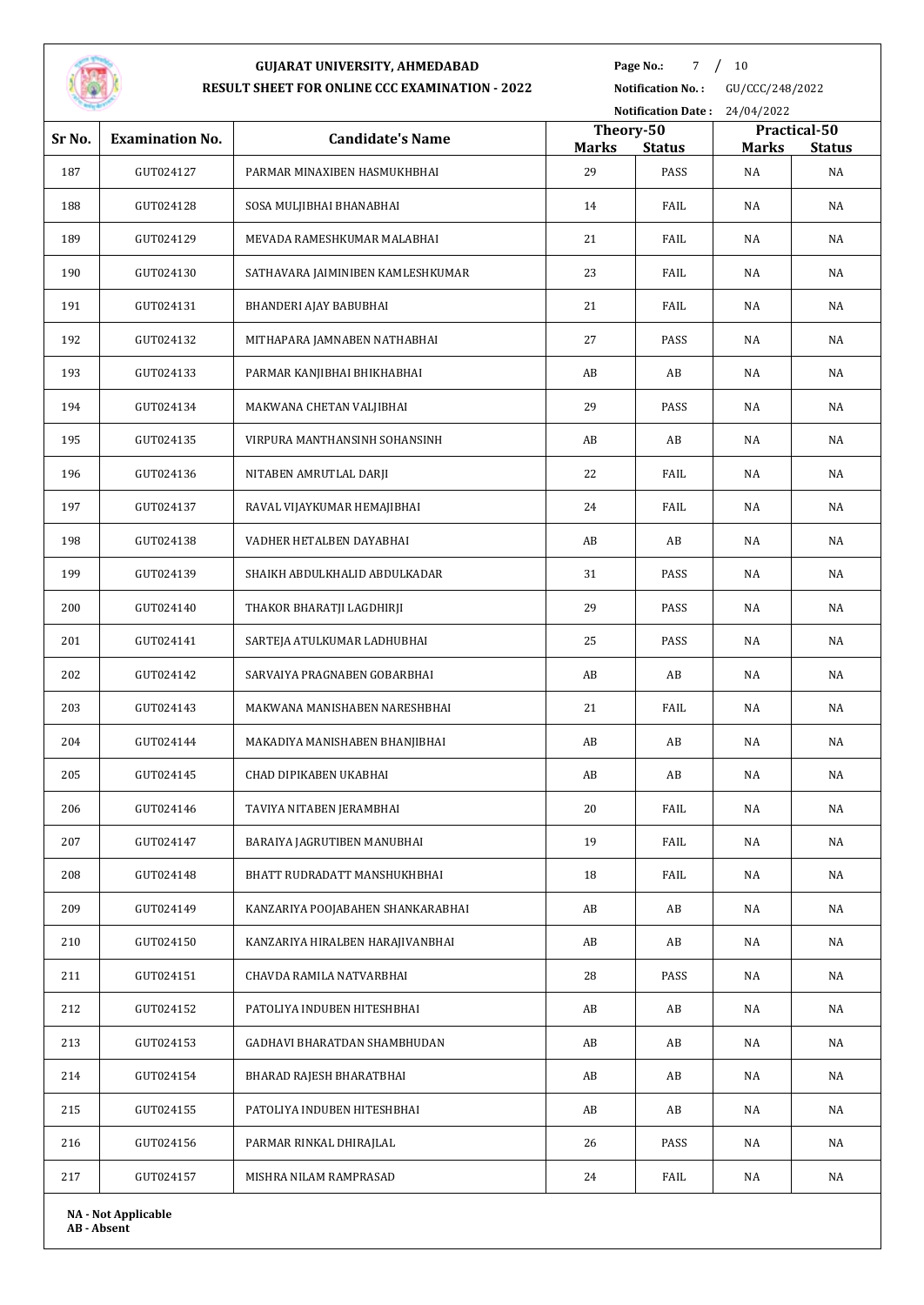# GUJARAT UNIVERSITY, AHMEDABAD

## RESULT SHEET FOR ONLINE CCC EXAMINATION - 2022

**Page No.:** 7 / 10

**Notification No.:** GU/CCC/248/2022

**Notification Date:** 24/04/2022

| Sr No. | Examination No. | Candidate's Name | Theory-50 | | Practical-50 | |
|---|---|---|---|---|---|---|
| | | | Marks | Status | Marks | Status |
| 187 | GUT024127 | PARMAR MINAXIBEN HASMUKHBHAI | 29 | PASS | NA | NA |
| 188 | GUT024128 | SOSA MULJIBHAI BHANABHAI | 14 | FAIL | NA | NA |
| 189 | GUT024129 | MEVADA RAMESHKUMAR MALABHAI | 21 | FAIL | NA | NA |
| 190 | GUT024130 | SATHAVARA JAIMINIBEN KAMLESHKUMAR | 23 | FAIL | NA | NA |
| 191 | GUT024131 | BHANDERI AJAY BABUBHAI | 21 | FAIL | NA | NA |
| 192 | GUT024132 | MITHAPARA JAMNABEN NATHABHAI | 27 | PASS | NA | NA |
| 193 | GUT024133 | PARMAR KANJIBHAI BHIKHABHAI | AB | AB | NA | NA |
| 194 | GUT024134 | MAKWANA CHETAN VALJIBHAI | 29 | PASS | NA | NA |
| 195 | GUT024135 | VIRPURA MANTHANSINH SOHANSINH | AB | AB | NA | NA |
| 196 | GUT024136 | NITABEN AMRUTLAL DARJI | 22 | FAIL | NA | NA |
| 197 | GUT024137 | RAVAL VIJAYKUMAR HEMAJIBHAI | 24 | FAIL | NA | NA |
| 198 | GUT024138 | VADHER HETALBEN DAYABHAI | AB | AB | NA | NA |
| 199 | GUT024139 | SHAIKH ABDULKHALID ABDULKADAR | 31 | PASS | NA | NA |
| 200 | GUT024140 | THAKOR BHARATJI LAGDHIRJI | 29 | PASS | NA | NA |
| 201 | GUT024141 | SARTEJA ATULKUMAR LADHUBHAI | 25 | PASS | NA | NA |
| 202 | GUT024142 | SARVAIYA PRAGNABEN GOBARBHAI | AB | AB | NA | NA |
| 203 | GUT024143 | MAKWANA MANISHABEN NARESHBHAI | 21 | FAIL | NA | NA |
| 204 | GUT024144 | MAKADIYA MANISHABEN BHANJIBHAI | AB | AB | NA | NA |
| 205 | GUT024145 | CHAD DIPIKABEN UKABHAI | AB | AB | NA | NA |
| 206 | GUT024146 | TAVIYA NITABEN JERAMBHAI | 20 | FAIL | NA | NA |
| 207 | GUT024147 | BARAIYA JAGRUTIBEN MANUBHAI | 19 | FAIL | NA | NA |
| 208 | GUT024148 | BHATT RUDRADATT MANSHUKHBHAI | 18 | FAIL | NA | NA |
| 209 | GUT024149 | KANZARIYA POOJABAHEN SHANKARABHAI | AB | AB | NA | NA |
| 210 | GUT024150 | KANZARIYA HIRALBEN HARAJIVANBHAI | AB | AB | NA | NA |
| 211 | GUT024151 | CHAVDA RAMILA NATVARBHAI | 28 | PASS | NA | NA |
| 212 | GUT024152 | PATOLIYA INDUBEN HITESHBHAI | AB | AB | NA | NA |
| 213 | GUT024153 | GADHAVI BHARATDAN SHAMBHUDAN | AB | AB | NA | NA |
| 214 | GUT024154 | BHARAD RAJESH BHARATBHAI | AB | AB | NA | NA |
| 215 | GUT024155 | PATOLIYA INDUBEN HITESHBHAI | AB | AB | NA | NA |
| 216 | GUT024156 | PARMAR RINKAL DHIRAJLAL | 26 | PASS | NA | NA |
| 217 | GUT024157 | MISHRA NILAM RAMPRASAD | 24 | FAIL | NA | NA |

**NA - Not Applicable**
**AB - Absent**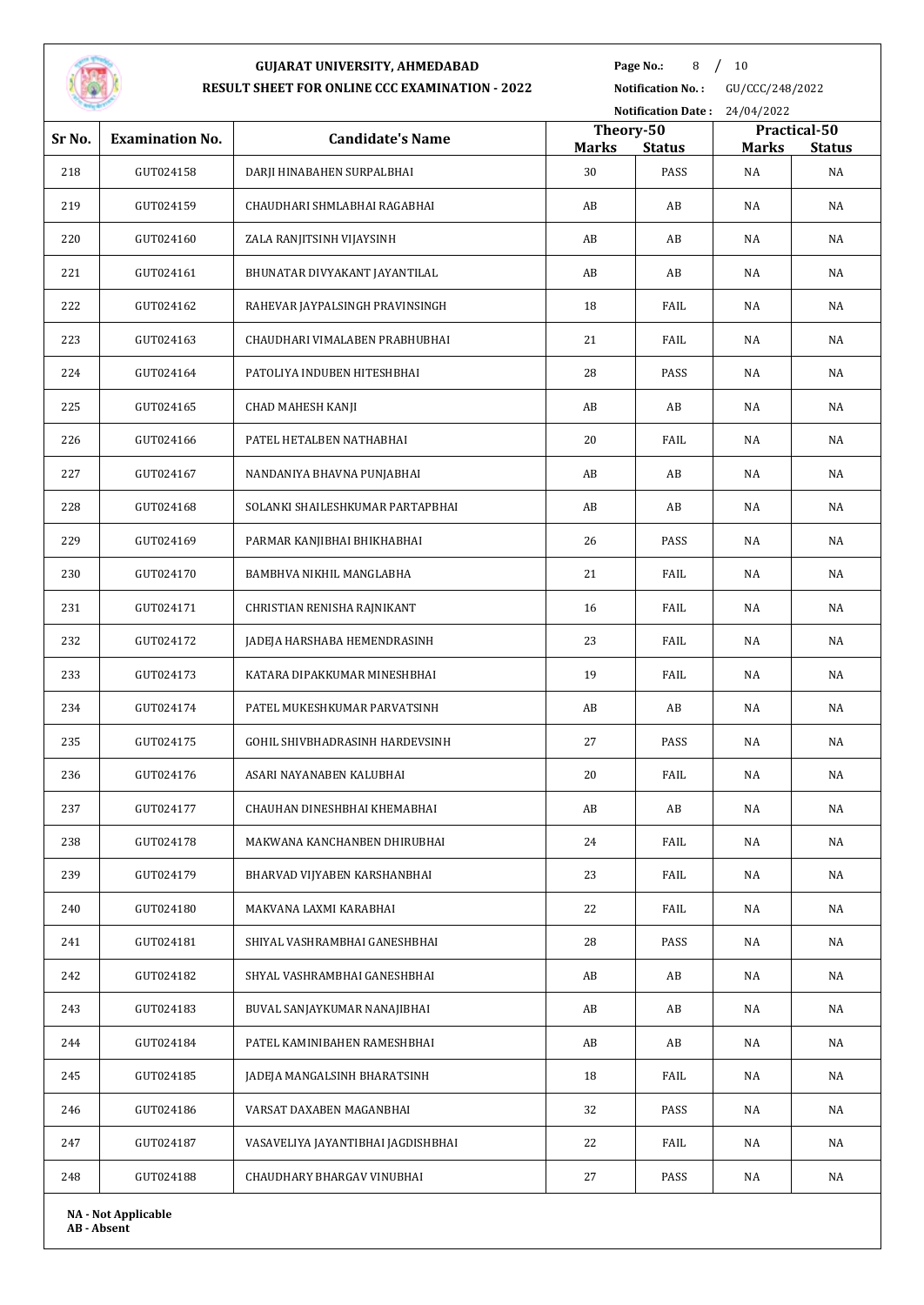# GUJARAT UNIVERSITY, AHMEDABAD

## RESULT SHEET FOR ONLINE CCC EXAMINATION - 2022

**Page No.:** 8 / 10

**Notification No. :** GU/CCC/248/2022

**Notification Date :** 24/04/2022

| Sr No. | Examination No. | Candidate's Name | Theory-50 | | Practical-50 | |
|---|---|---|---|---|---|---|
| | | | Marks | Status | Marks | Status |
| 218 | GUT024158 | DARJI HINABAHEN SURPALBHAI | 30 | PASS | NA | NA |
| 219 | GUT024159 | CHAUDHARI SHMLABHAI RAGABHAI | AB | AB | NA | NA |
| 220 | GUT024160 | ZALA RANJITSINH VIJAYSINH | AB | AB | NA | NA |
| 221 | GUT024161 | BHUNATAR DIVYAKANT JAYANTILAL | AB | AB | NA | NA |
| 222 | GUT024162 | RAHEVAR JAYPALSINGH PRAVINSINGH | 18 | FAIL | NA | NA |
| 223 | GUT024163 | CHAUDHARI VIMALABEN PRABHUBHAI | 21 | FAIL | NA | NA |
| 224 | GUT024164 | PATOLIYA INDUBEN HITESHBHAI | 28 | PASS | NA | NA |
| 225 | GUT024165 | CHAD MAHESH KANJI | AB | AB | NA | NA |
| 226 | GUT024166 | PATEL HETALBEN NATHABHAI | 20 | FAIL | NA | NA |
| 227 | GUT024167 | NANDANIYA BHAVNA PUNJABHAI | AB | AB | NA | NA |
| 228 | GUT024168 | SOLANKI SHAILESHKUMAR PARTAPBHAI | AB | AB | NA | NA |
| 229 | GUT024169 | PARMAR KANJIBHAI BHIKHABHAI | 26 | PASS | NA | NA |
| 230 | GUT024170 | BAMBHVA NIKHIL MANGLABHA | 21 | FAIL | NA | NA |
| 231 | GUT024171 | CHRISTIAN RENISHA RAJNIKANT | 16 | FAIL | NA | NA |
| 232 | GUT024172 | JADEJA HARSHABA HEMENDRASINH | 23 | FAIL | NA | NA |
| 233 | GUT024173 | KATARA DIPAKKUMAR MINESHBHAI | 19 | FAIL | NA | NA |
| 234 | GUT024174 | PATEL MUKESHKUMAR PARVATSINH | AB | AB | NA | NA |
| 235 | GUT024175 | GOHIL SHIVBHADRASINH HARDEVSINH | 27 | PASS | NA | NA |
| 236 | GUT024176 | ASARI NAYANABEN KALUBHAI | 20 | FAIL | NA | NA |
| 237 | GUT024177 | CHAUHAN DINESHBHAI KHEMABHAI | AB | AB | NA | NA |
| 238 | GUT024178 | MAKWANA KANCHANBEN DHIRUBHAI | 24 | FAIL | NA | NA |
| 239 | GUT024179 | BHARVAD VIJYABEN KARSHANBHAI | 23 | FAIL | NA | NA |
| 240 | GUT024180 | MAKVANA LAXMI KARABHAI | 22 | FAIL | NA | NA |
| 241 | GUT024181 | SHIYAL VASHRAMBHAI GANESHBHAI | 28 | PASS | NA | NA |
| 242 | GUT024182 | SHYAL VASHRAMBHAI GANESHBHAI | AB | AB | NA | NA |
| 243 | GUT024183 | BUVAL SANJAYKUMAR NANAJIBHAI | AB | AB | NA | NA |
| 244 | GUT024184 | PATEL KAMINIBAHEN RAMESHBHAI | AB | AB | NA | NA |
| 245 | GUT024185 | JADEJA MANGALSINH BHARATSINH | 18 | FAIL | NA | NA |
| 246 | GUT024186 | VARSAT DAXABEN MAGANBHAI | 32 | PASS | NA | NA |
| 247 | GUT024187 | VASAVELIYA JAYANTIBHAI JAGDISHBHAI | 22 | FAIL | NA | NA |
| 248 | GUT024188 | CHAUDHARY BHARGAV VINUBHAI | 27 | PASS | NA | NA |

**NA - Not Applicable**
**AB - Absent**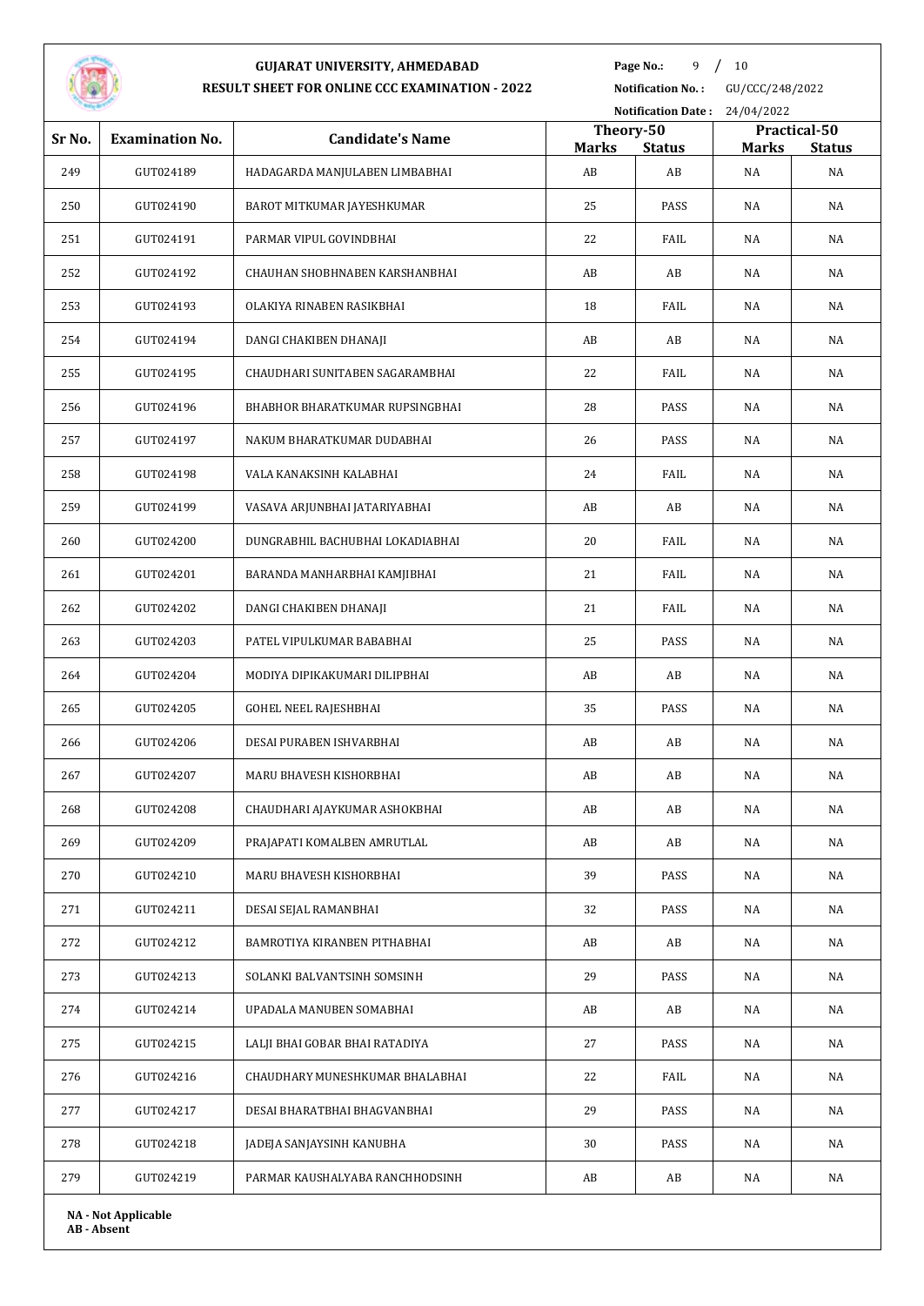# GUJARAT UNIVERSITY, AHMEDABAD

## RESULT SHEET FOR ONLINE CCC EXAMINATION - 2022

**Notification No. :** GU/CCC/248/2022

**Notification Date :** 24/04/2022

| Sr No. | Examination No. | Candidate's Name | Theory-50 | | Practical-50 | |
|---|---|---|---|---|---|---|
| | | | Marks | Status | Marks | Status |
| 249 | GUT024189 | HADAGARDA MANJULABEN LIMBABHAI | AB | AB | NA | NA |
| 250 | GUT024190 | BAROT MITKUMAR JAYESHKUMAR | 25 | PASS | NA | NA |
| 251 | GUT024191 | PARMAR VIPUL GOVINDBHAI | 22 | FAIL | NA | NA |
| 252 | GUT024192 | CHAUHAN SHOBHNABEN KARSHANBHAI | AB | AB | NA | NA |
| 253 | GUT024193 | OLAKIYA RINABEN RASIKBHAI | 18 | FAIL | NA | NA |
| 254 | GUT024194 | DANGI CHAKIBEN DHANAJI | AB | AB | NA | NA |
| 255 | GUT024195 | CHAUDHARI SUNITABEN SAGARAMBHAI | 22 | FAIL | NA | NA |
| 256 | GUT024196 | BHABHOR BHARATKUMAR RUPSINGBHAI | 28 | PASS | NA | NA |
| 257 | GUT024197 | NAKUM BHARATKUMAR DUDABHAI | 26 | PASS | NA | NA |
| 258 | GUT024198 | VALA KANAKSINH KALABHAI | 24 | FAIL | NA | NA |
| 259 | GUT024199 | VASAVA ARJUNBHAI JATARIYABHAI | AB | AB | NA | NA |
| 260 | GUT024200 | DUNGRABHIL BACHUBHAI LOKADIABHAI | 20 | FAIL | NA | NA |
| 261 | GUT024201 | BARANDA MANHARBHAI KAMJIBHAI | 21 | FAIL | NA | NA |
| 262 | GUT024202 | DANGI CHAKIBEN DHANAJI | 21 | FAIL | NA | NA |
| 263 | GUT024203 | PATEL VIPULKUMAR BABABHAI | 25 | PASS | NA | NA |
| 264 | GUT024204 | MODIYA DIPIKAKUMARI DILIPBHAI | AB | AB | NA | NA |
| 265 | GUT024205 | GOHEL NEEL RAJESHBHAI | 35 | PASS | NA | NA |
| 266 | GUT024206 | DESAI PURABEN ISHVARBHAI | AB | AB | NA | NA |
| 267 | GUT024207 | MARU BHAVESH KISHORBHAI | AB | AB | NA | NA |
| 268 | GUT024208 | CHAUDHARI AJAYKUMAR ASHOKBHAI | AB | AB | NA | NA |
| 269 | GUT024209 | PRAJAPATI KOMALBEN AMRUTLAL | AB | AB | NA | NA |
| 270 | GUT024210 | MARU BHAVESH KISHORBHAI | 39 | PASS | NA | NA |
| 271 | GUT024211 | DESAI SEJAL RAMANBHAI | 32 | PASS | NA | NA |
| 272 | GUT024212 | BAMROTIYA KIRANBEN PITHABHAI | AB | AB | NA | NA |
| 273 | GUT024213 | SOLANKI BALVANTSINH SOMSINH | 29 | PASS | NA | NA |
| 274 | GUT024214 | UPADALA MANUBEN SOMABHAI | AB | AB | NA | NA |
| 275 | GUT024215 | LALJI BHAI GOBAR BHAI RATADIYA | 27 | PASS | NA | NA |
| 276 | GUT024216 | CHAUDHARY MUNESHKUMAR BHALABHAI | 22 | FAIL | NA | NA |
| 277 | GUT024217 | DESAI BHARATBHAI BHAGVANBHAI | 29 | PASS | NA | NA |
| 278 | GUT024218 | JADEJA SANJAYSINH KANUBHA | 30 | PASS | NA | NA |
| 279 | GUT024219 | PARMAR KAUSHALYABA RANCHHODSINH | AB | AB | NA | NA |

**NA - Not Applicable**
**AB - Absent**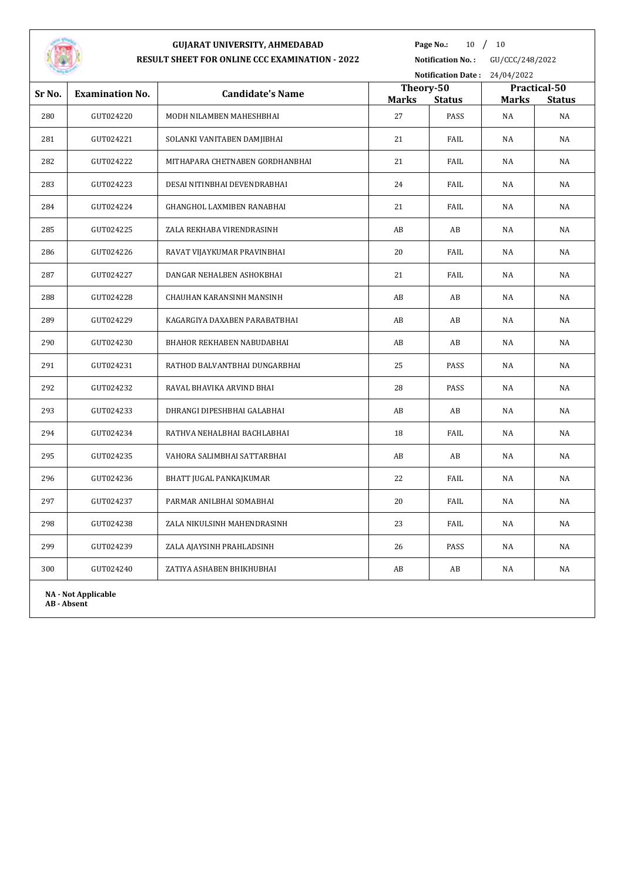# GUJARAT UNIVERSITY, AHMEDABAD

## RESULT SHEET FOR ONLINE CCC EXAMINATION - 2022

**Notification No. :** GU/CCC/248/2022

**Notification Date :** 24/04/2022

| Sr No. | Examination No. | Candidate's Name | Theory-50 | | Practical-50 | |
|---|---|---|---|---|---|---|
| | | | **Marks** | **Status** | **Marks** | **Status** |
| 280 | GUT024220 | MODH NILAMBEN MAHESHBHAI | 27 | PASS | NA | NA |
| 281 | GUT024221 | SOLANKI VANITABEN DAMJIBHAI | 21 | FAIL | NA | NA |
| 282 | GUT024222 | MITHAPARA CHETNABEN GORDHANBHAI | 21 | FAIL | NA | NA |
| 283 | GUT024223 | DESAI NITINBHAI DEVENDRABHAI | 24 | FAIL | NA | NA |
| 284 | GUT024224 | GHANGHOL LAXMIBEN RANABHAI | 21 | FAIL | NA | NA |
| 285 | GUT024225 | ZALA REKHABA VIRENDRASINH | AB | AB | NA | NA |
| 286 | GUT024226 | RAVAT VIJAYKUMAR PRAVINBHAI | 20 | FAIL | NA | NA |
| 287 | GUT024227 | DANGAR NEHALBEN ASHOKBHAI | 21 | FAIL | NA | NA |
| 288 | GUT024228 | CHAUHAN KARANSINH MANSINH | AB | AB | NA | NA |
| 289 | GUT024229 | KAGARGIYA DAXABEN PARABATBHAI | AB | AB | NA | NA |
| 290 | GUT024230 | BHAHOR REKHABEN NABUDABHAI | AB | AB | NA | NA |
| 291 | GUT024231 | RATHOD BALVANTBHAI DUNGARBHAI | 25 | PASS | NA | NA |
| 292 | GUT024232 | RAVAL BHAVIKA ARVIND BHAI | 28 | PASS | NA | NA |
| 293 | GUT024233 | DHRANGI DIPESHBHAI GALABHAI | AB | AB | NA | NA |
| 294 | GUT024234 | RATHVA NEHALBHAI BACHLABHAI | 18 | FAIL | NA | NA |
| 295 | GUT024235 | VAHORA SALIMBHAI SATTARBHAI | AB | AB | NA | NA |
| 296 | GUT024236 | BHATT JUGAL PANKAJKUMAR | 22 | FAIL | NA | NA |
| 297 | GUT024237 | PARMAR ANILBHAI SOMABHAI | 20 | FAIL | NA | NA |
| 298 | GUT024238 | ZALA NIKULSINH MAHENDRASINH | 23 | FAIL | NA | NA |
| 299 | GUT024239 | ZALA AJAYSINH PRAHLADSINH | 26 | PASS | NA | NA |
| 300 | GUT024240 | ZATIYA ASHABEN BHIKHUBHAI | AB | AB | NA | NA |

**NA - Not Applicable**
**AB - Absent**